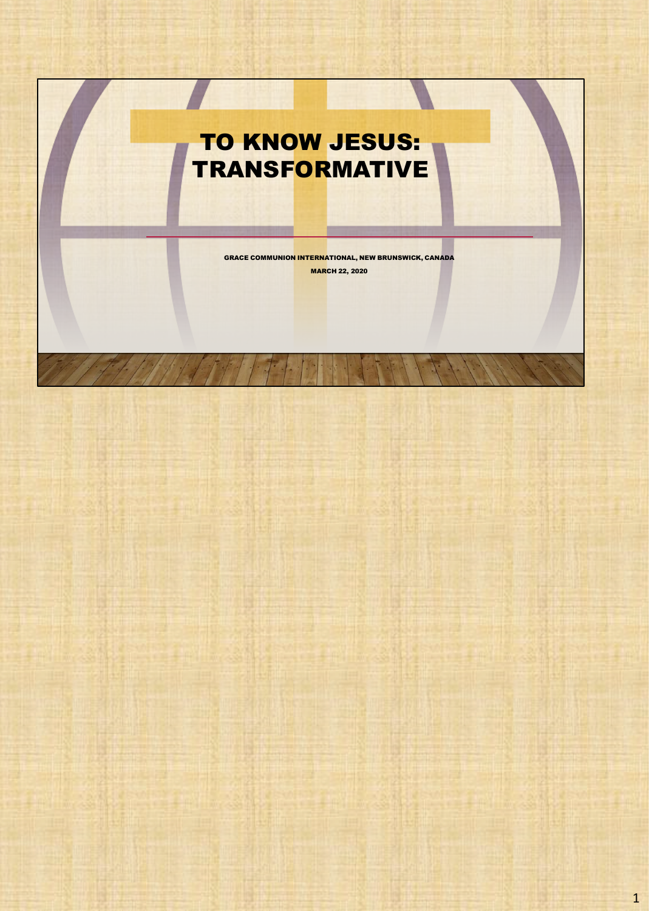# TO KNOW JESUS: TRANSFORMATIVE

GRACE COMMUNION INTERNATIONAL, NEW BRUNSWICK, CANADA

MARCH 22, 2020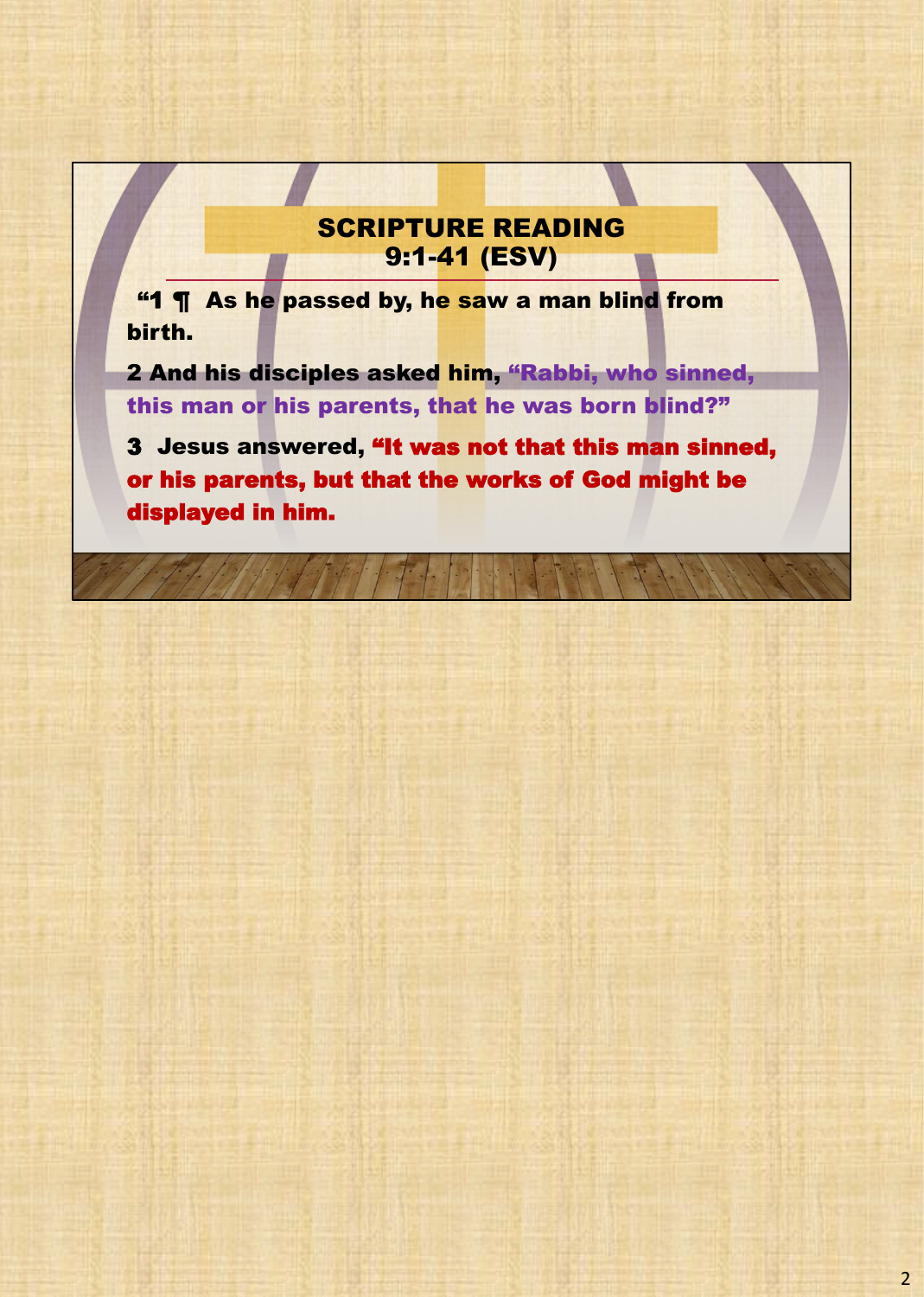## SCRIPTURE READING
## 9:1-41 (ESV)

"1 ¶ As he passed by, he saw a man blind from birth.

2 And his disciples asked him, "Rabbi, who sinned, this man or his parents, that he was born blind?"

3 Jesus answered, "It was not that this man sinned, or his parents, but that the works of God might be displayed in him.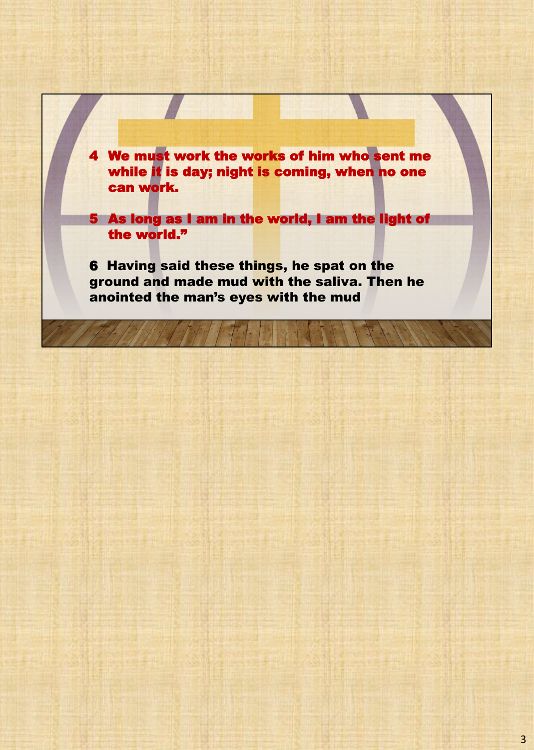4 We must work the works of him who sent me while it is day; night is coming, when no one can work.

5 As long as I am in the world, I am the light of the world."

6 Having said these things, he spat on the ground and made mud with the saliva. Then he anointed the man's eyes with the mud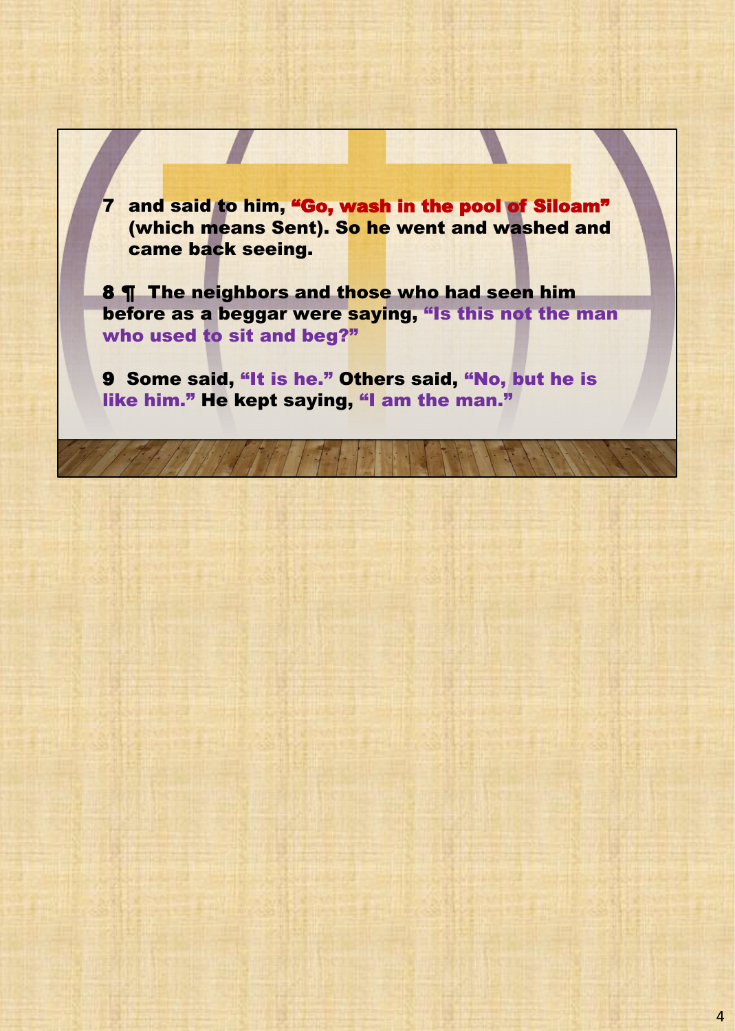**7 and said to him, "Go, wash in the pool of Siloam" (which means Sent). So he went and washed and came back seeing.**

**8 ¶ The neighbors and those who had seen him before as a beggar were saying, "Is this not the man who used to sit and beg?"**

**9 Some said, "It is he." Others said, "No, but he is like him." He kept saying, "I am the man."**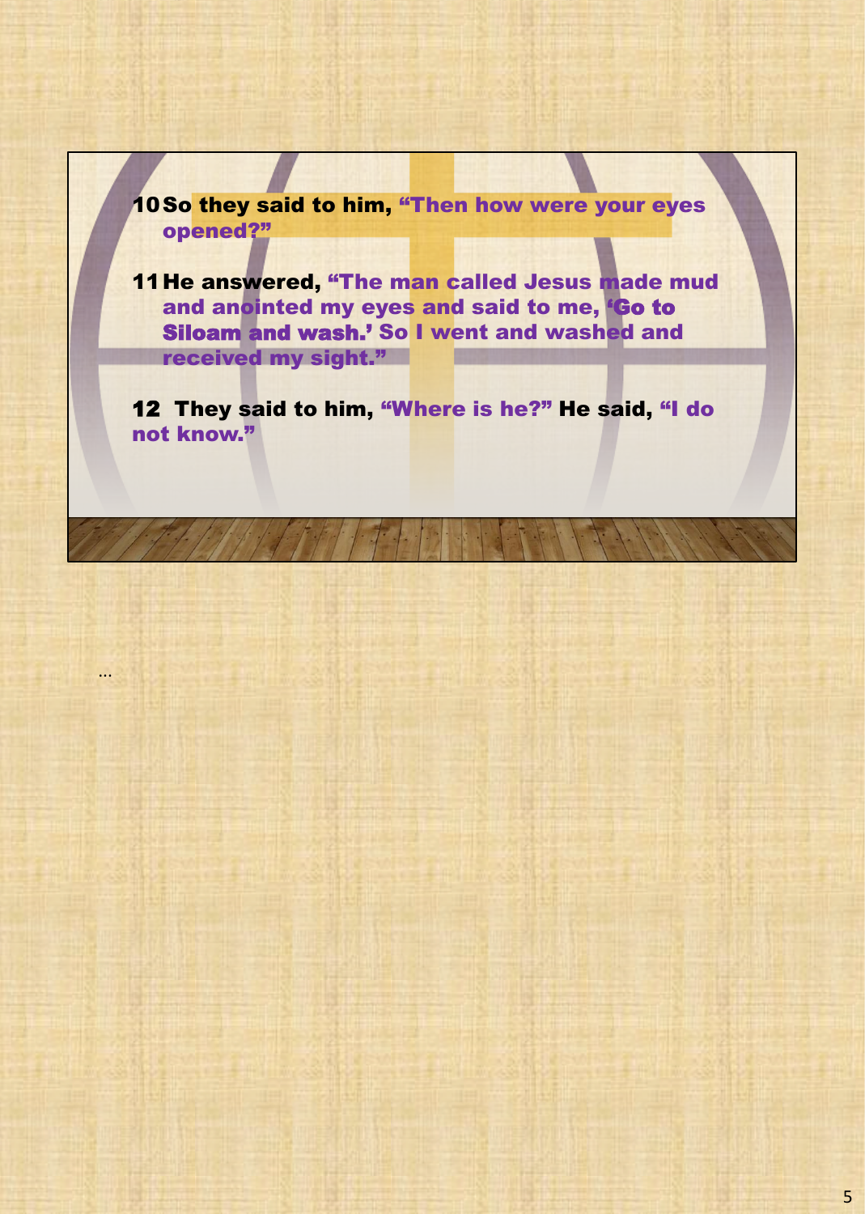**10** So they said to him, "Then how were your eyes opened?"

**11** He answered, "The man called Jesus made mud and anointed my eyes and said to me, 'Go to Siloam and wash.' So I went and washed and received my sight."

**12** They said to him, "Where is he?" He said, "I do not know."

…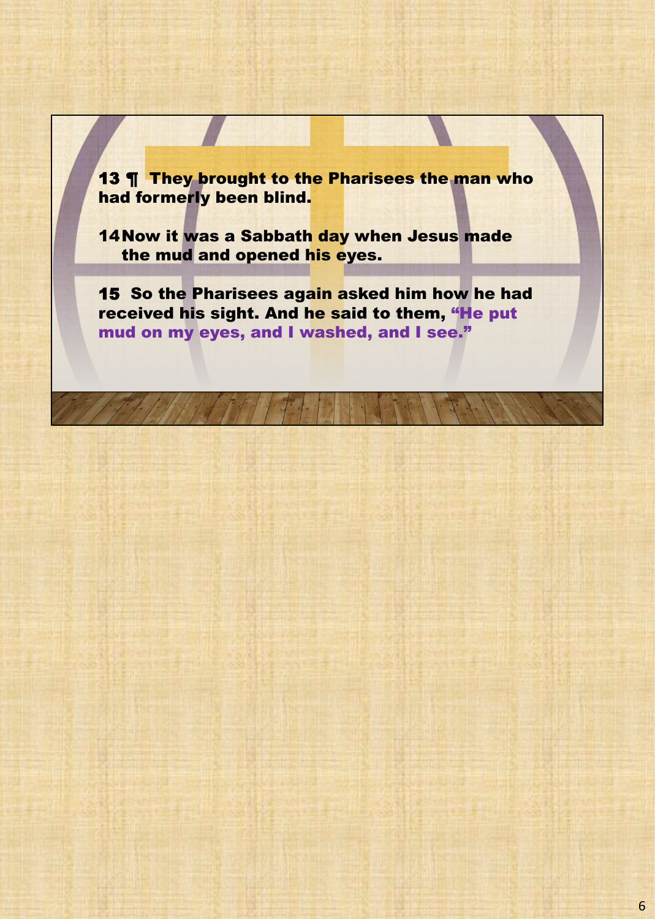**13 ¶ They brought to the Pharisees the man who had formerly been blind.**

**14 Now it was a Sabbath day when Jesus made the mud and opened his eyes.**

**15 So the Pharisees again asked him how he had received his sight. And he said to them, "He put mud on my eyes, and I washed, and I see."**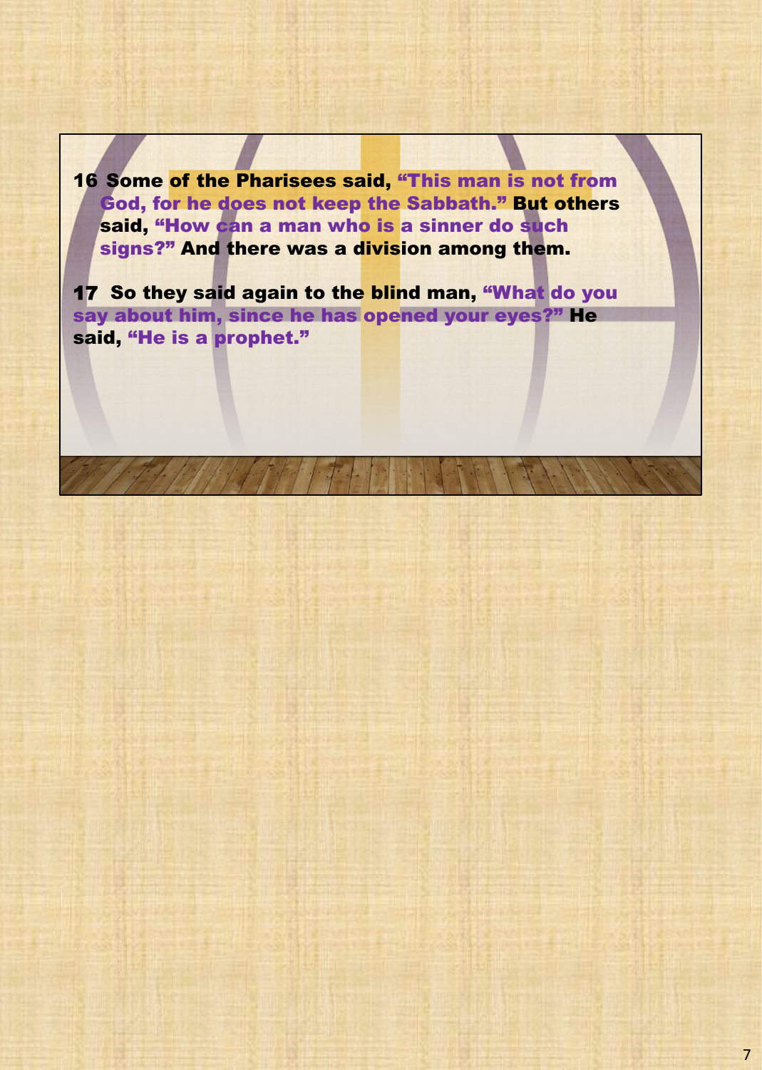**16 Some of the Pharisees said, "This man is not from God, for he does not keep the Sabbath." But others said, "How can a man who is a sinner do such signs?" And there was a division among them.**

**17 So they said again to the blind man, "What do you say about him, since he has opened your eyes?" He said, "He is a prophet."**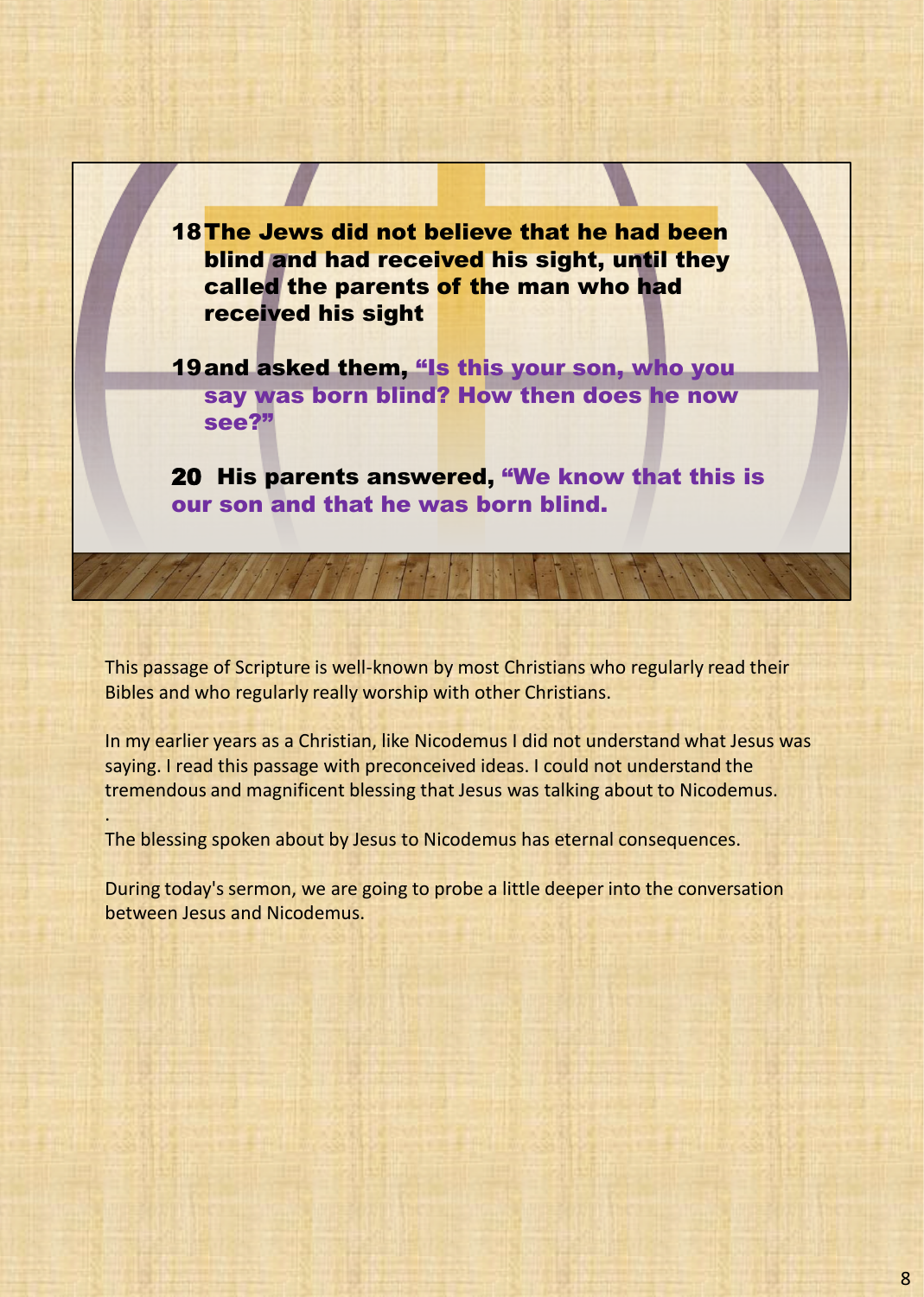18 The Jews did not believe that he had been blind and had received his sight, until they called the parents of the man who had received his sight

19 and asked them, “Is this your son, who you say was born blind? How then does he now see?”

20 His parents answered, “We know that this is our son and that he was born blind.

This passage of Scripture is well-known by most Christians who regularly read their Bibles and who regularly really worship with other Christians.

In my earlier years as a Christian, like Nicodemus I did not understand what Jesus was saying. I read this passage with preconceived ideas. I could not understand the tremendous and magnificent blessing that Jesus was talking about to Nicodemus.

.

The blessing spoken about by Jesus to Nicodemus has eternal consequences.

During today's sermon, we are going to probe a little deeper into the conversation between Jesus and Nicodemus.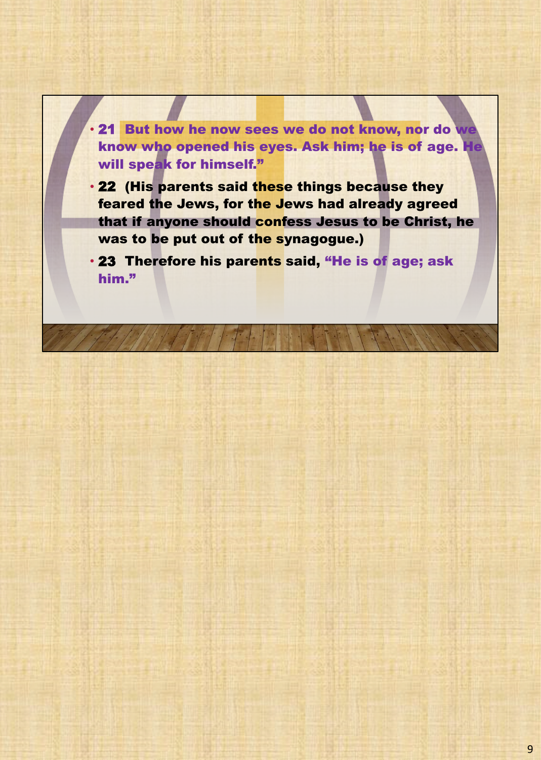- **21 But how he now sees we do not know, nor do we know who opened his eyes. Ask him; he is of age. He will speak for himself."**
- **22 (His parents said these things because they feared the Jews, for the Jews had already agreed that if anyone should confess Jesus to be Christ, he was to be put out of the synagogue.)**
- **23 Therefore his parents said, "He is of age; ask him."**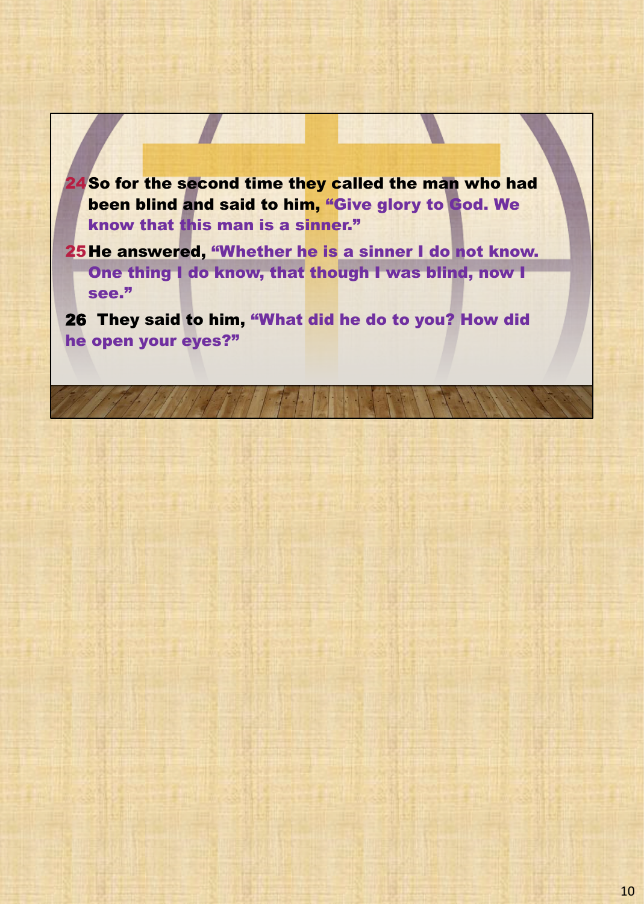**24 So for the second time they called the man who had been blind and said to him, "Give glory to God. We know that this man is a sinner."**

**25 He answered, "Whether he is a sinner I do not know. One thing I do know, that though I was blind, now I see."**

**26 They said to him, "What did he do to you? How did he open your eyes?"**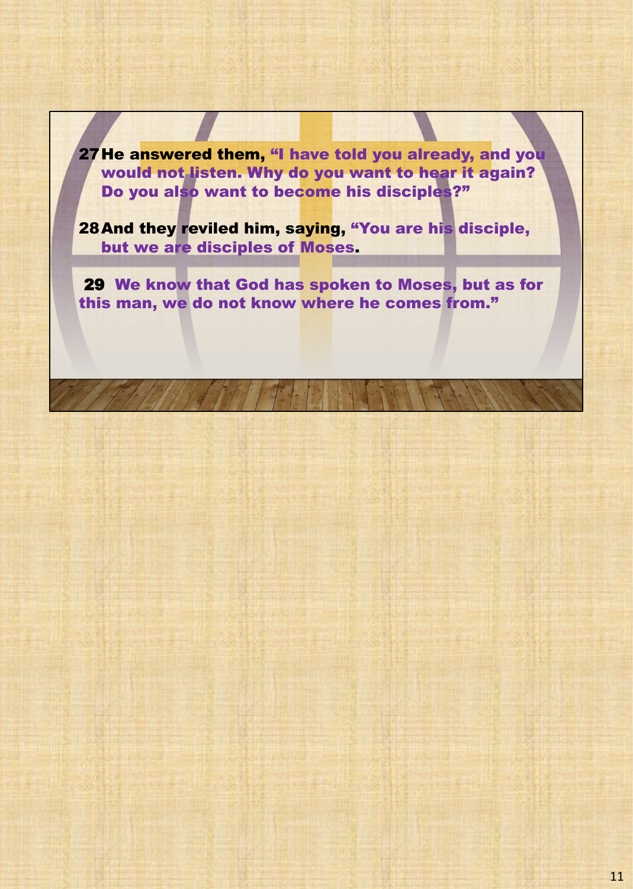27 He answered them, "I have told you already, and you would not listen. Why do you want to hear it again? Do you also want to become his disciples?"

28 And they reviled him, saying, "You are his disciple, but we are disciples of Moses.

29 We know that God has spoken to Moses, but as for this man, we do not know where he comes from."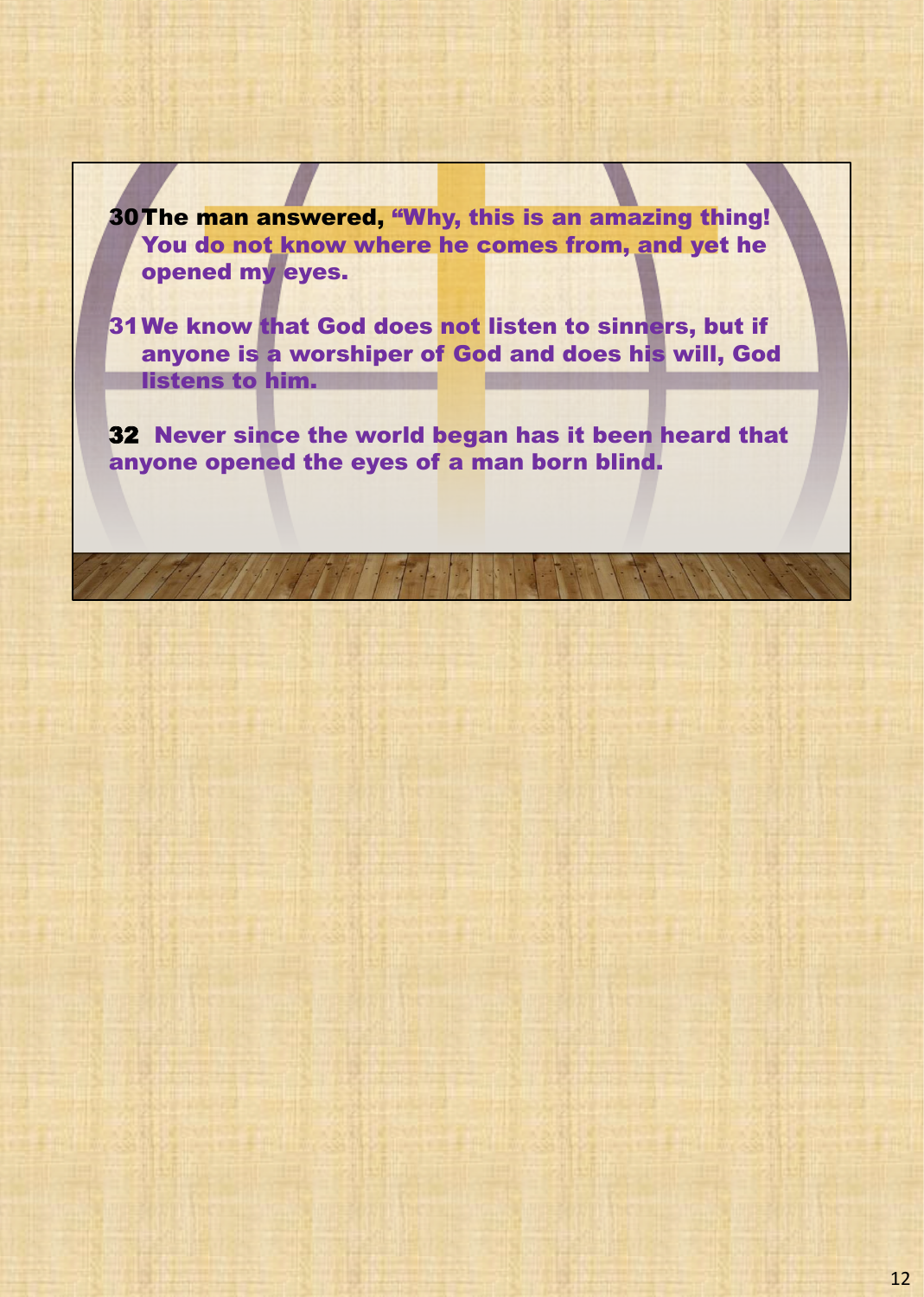**30** The man answered, "Why, this is an amazing thing! You do not know where he comes from, and yet he opened my eyes.

**31** We know that God does not listen to sinners, but if anyone is a worshiper of God and does his will, God listens to him.

**32** Never since the world began has it been heard that anyone opened the eyes of a man born blind.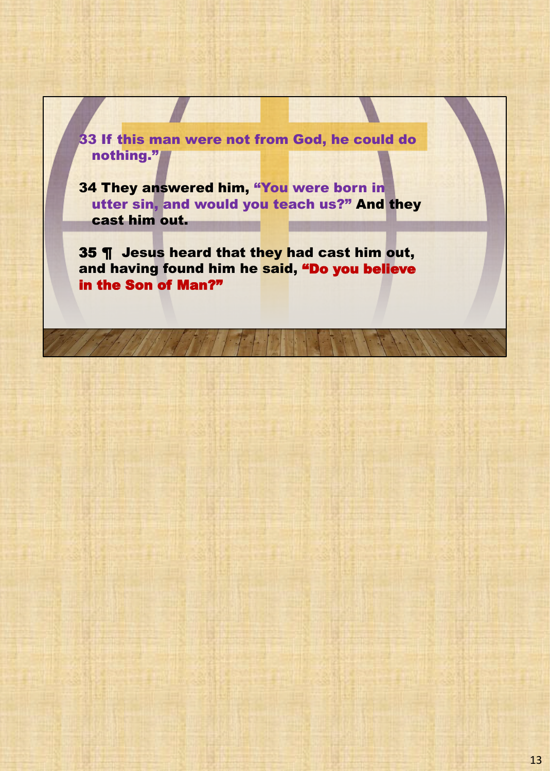**33 If this man were not from God, he could do nothing."**

**34 They answered him, "You were born in utter sin, and would you teach us?" And they cast him out.**

**35 ¶ Jesus heard that they had cast him out, and having found him he said, "Do you believe in the Son of Man?"**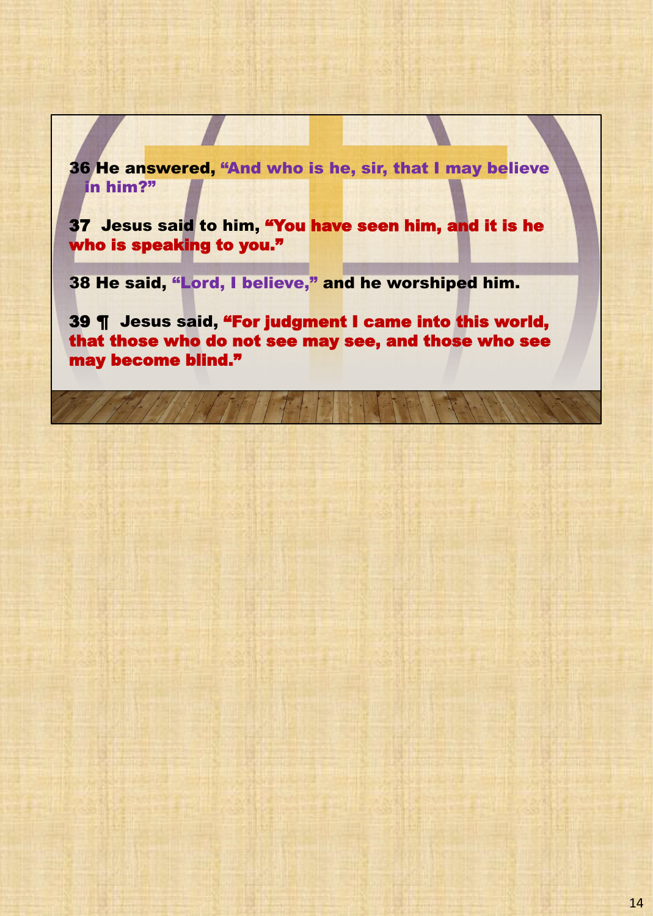**36 He answered, "And who is he, sir, that I may believe in him?"**

**37 Jesus said to him, "You have seen him, and it is he who is speaking to you."**

**38 He said, "Lord, I believe," and he worshiped him.**

**39 ¶ Jesus said, "For judgment I came into this world, that those who do not see may see, and those who see may become blind."**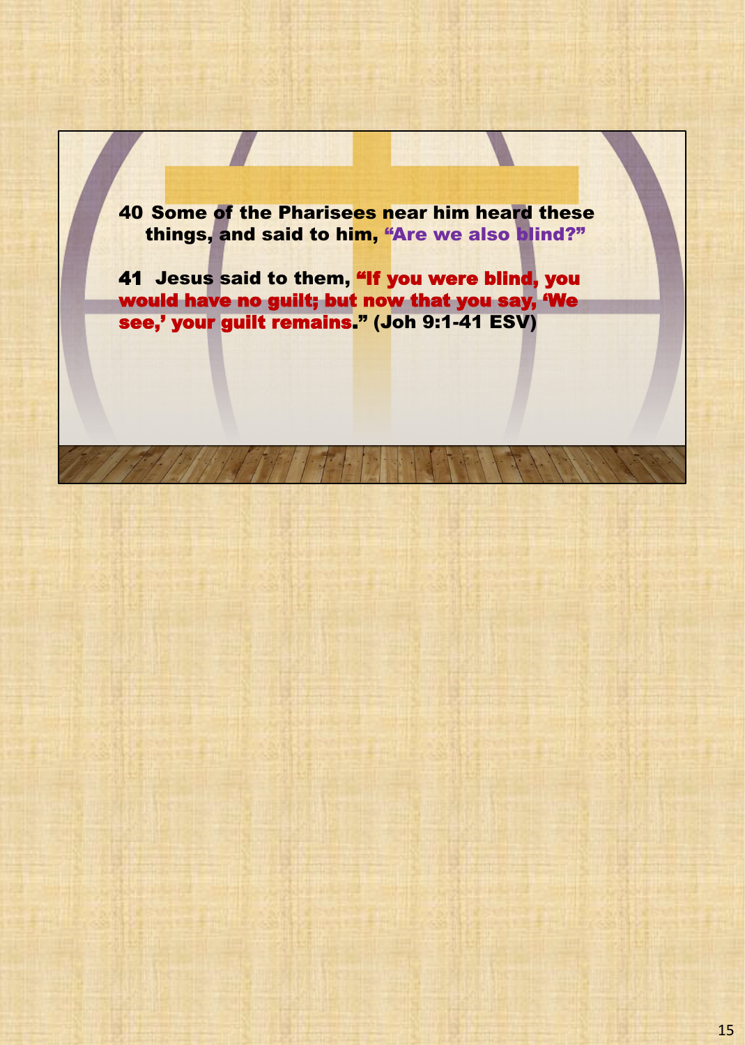**40 Some of the Pharisees near him heard these things, and said to him, "Are we also blind?"**

**41 Jesus said to them, "If you were blind, you would have no guilt; but now that you say, 'We see,' your guilt remains." (Joh 9:1-41 ESV)**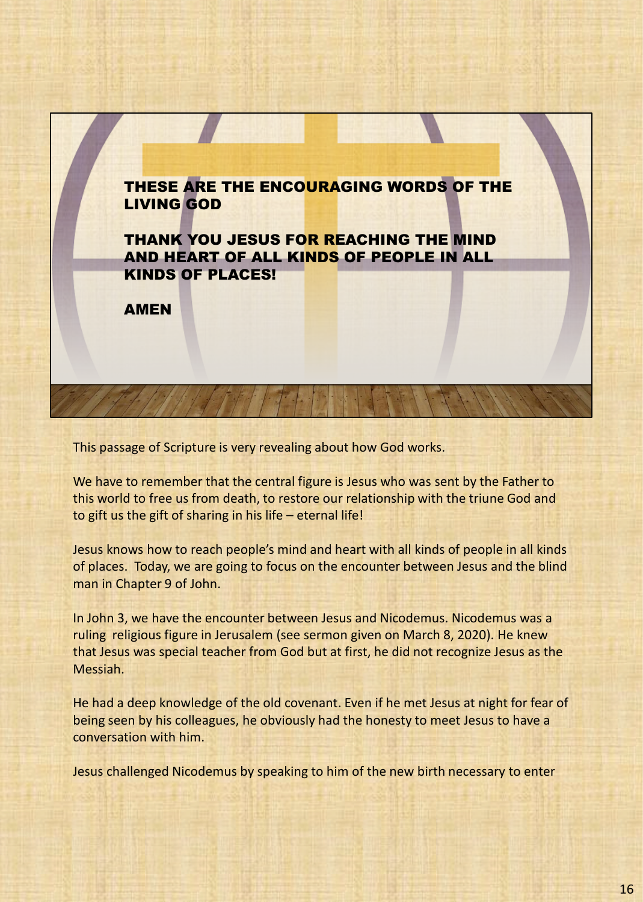**THESE ARE THE ENCOURAGING WORDS OF THE LIVING GOD**

**THANK YOU JESUS FOR REACHING THE MIND AND HEART OF ALL KINDS OF PEOPLE IN ALL KINDS OF PLACES!**

**AMEN**

This passage of Scripture is very revealing about how God works.

We have to remember that the central figure is Jesus who was sent by the Father to this world to free us from death, to restore our relationship with the triune God and to gift us the gift of sharing in his life – eternal life!

Jesus knows how to reach people's mind and heart with all kinds of people in all kinds of places. Today, we are going to focus on the encounter between Jesus and the blind man in Chapter 9 of John.

In John 3, we have the encounter between Jesus and Nicodemus. Nicodemus was a ruling religious figure in Jerusalem (see sermon given on March 8, 2020). He knew that Jesus was special teacher from God but at first, he did not recognize Jesus as the Messiah.

He had a deep knowledge of the old covenant. Even if he met Jesus at night for fear of being seen by his colleagues, he obviously had the honesty to meet Jesus to have a conversation with him.

Jesus challenged Nicodemus by speaking to him of the new birth necessary to enter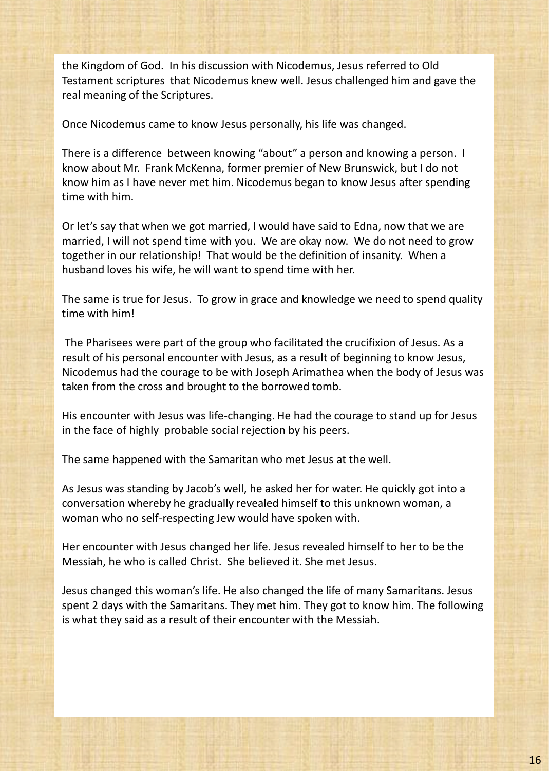the Kingdom of God. In his discussion with Nicodemus, Jesus referred to Old Testament scriptures that Nicodemus knew well. Jesus challenged him and gave the real meaning of the Scriptures.

Once Nicodemus came to know Jesus personally, his life was changed.

There is a difference between knowing "about" a person and knowing a person. I know about Mr. Frank McKenna, former premier of New Brunswick, but I do not know him as I have never met him. Nicodemus began to know Jesus after spending time with him.

Or let's say that when we got married, I would have said to Edna, now that we are married, I will not spend time with you. We are okay now. We do not need to grow together in our relationship! That would be the definition of insanity. When a husband loves his wife, he will want to spend time with her.

The same is true for Jesus. To grow in grace and knowledge we need to spend quality time with him!

The Pharisees were part of the group who facilitated the crucifixion of Jesus. As a result of his personal encounter with Jesus, as a result of beginning to know Jesus, Nicodemus had the courage to be with Joseph Arimathea when the body of Jesus was taken from the cross and brought to the borrowed tomb.

His encounter with Jesus was life-changing. He had the courage to stand up for Jesus in the face of highly probable social rejection by his peers.

The same happened with the Samaritan who met Jesus at the well.

As Jesus was standing by Jacob's well, he asked her for water. He quickly got into a conversation whereby he gradually revealed himself to this unknown woman, a woman who no self-respecting Jew would have spoken with.

Her encounter with Jesus changed her life. Jesus revealed himself to her to be the Messiah, he who is called Christ. She believed it. She met Jesus.

Jesus changed this woman's life. He also changed the life of many Samaritans. Jesus spent 2 days with the Samaritans. They met him. They got to know him. The following is what they said as a result of their encounter with the Messiah.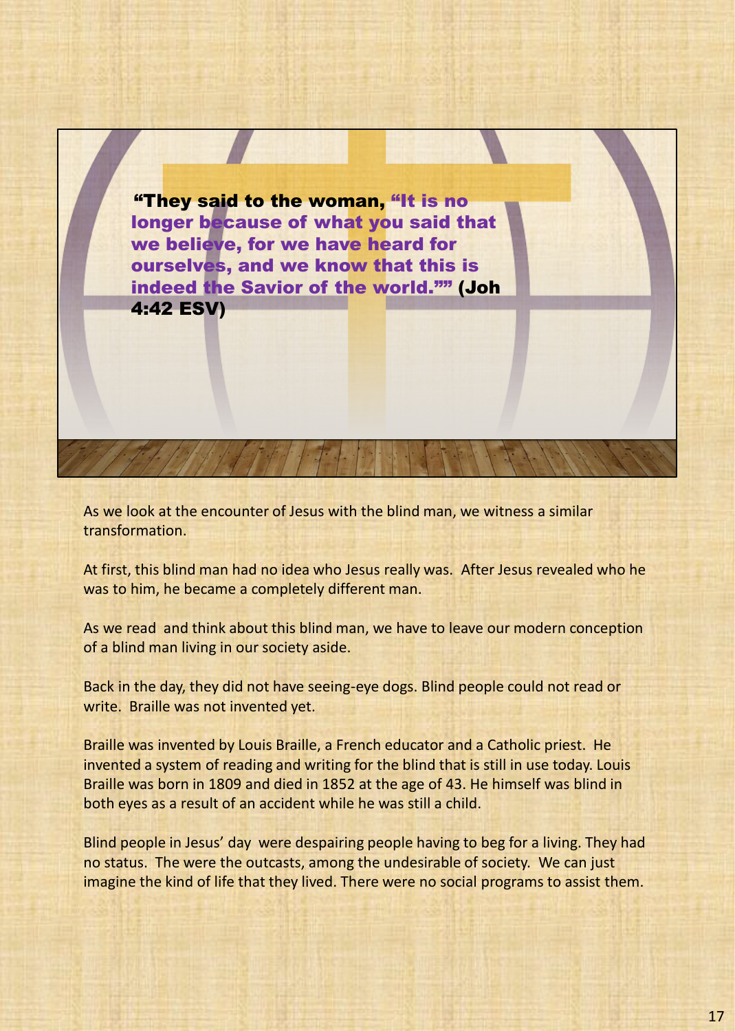**"They said to the woman, "It is no longer because of what you said that we believe, for we have heard for ourselves, and we know that this is indeed the Savior of the world."" (Joh 4:42 ESV)**

As we look at the encounter of Jesus with the blind man, we witness a similar transformation.

At first, this blind man had no idea who Jesus really was. After Jesus revealed who he was to him, he became a completely different man.

As we read and think about this blind man, we have to leave our modern conception of a blind man living in our society aside.

Back in the day, they did not have seeing-eye dogs. Blind people could not read or write. Braille was not invented yet.

Braille was invented by Louis Braille, a French educator and a Catholic priest. He invented a system of reading and writing for the blind that is still in use today. Louis Braille was born in 1809 and died in 1852 at the age of 43. He himself was blind in both eyes as a result of an accident while he was still a child.

Blind people in Jesus' day were despairing people having to beg for a living. They had no status. The were the outcasts, among the undesirable of society. We can just imagine the kind of life that they lived. There were no social programs to assist them.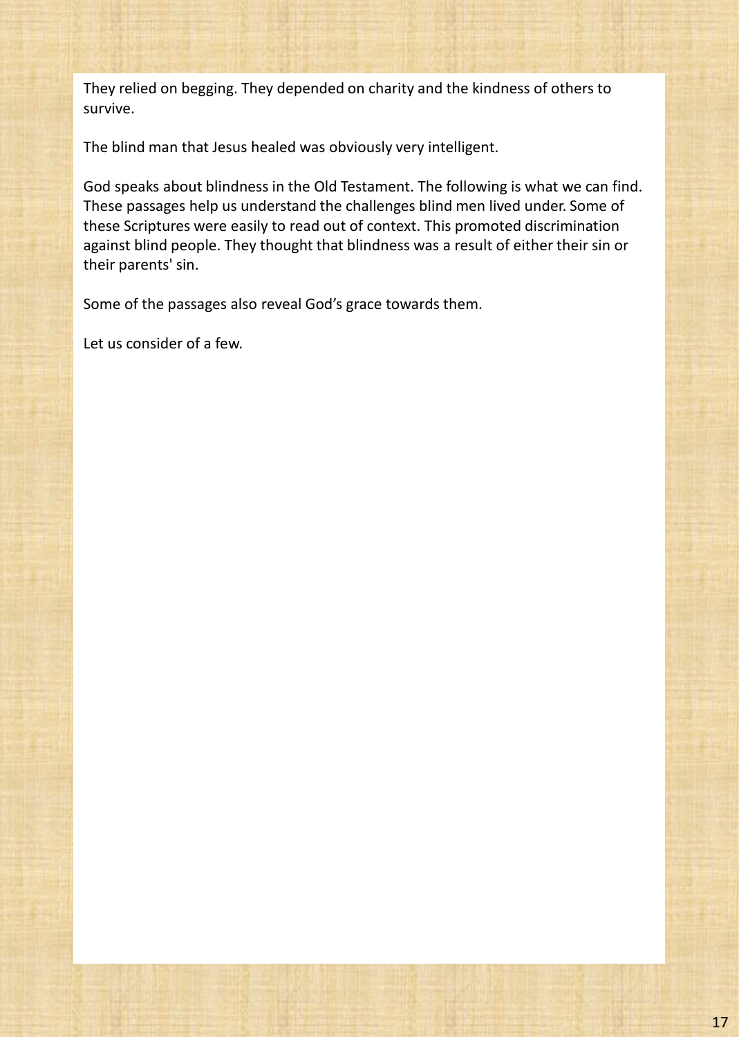They relied on begging. They depended on charity and the kindness of others to survive.

The blind man that Jesus healed was obviously very intelligent.

God speaks about blindness in the Old Testament. The following is what we can find. These passages help us understand the challenges blind men lived under. Some of these Scriptures were easily to read out of context. This promoted discrimination against blind people. They thought that blindness was a result of either their sin or their parents' sin.

Some of the passages also reveal God's grace towards them.

Let us consider of a few.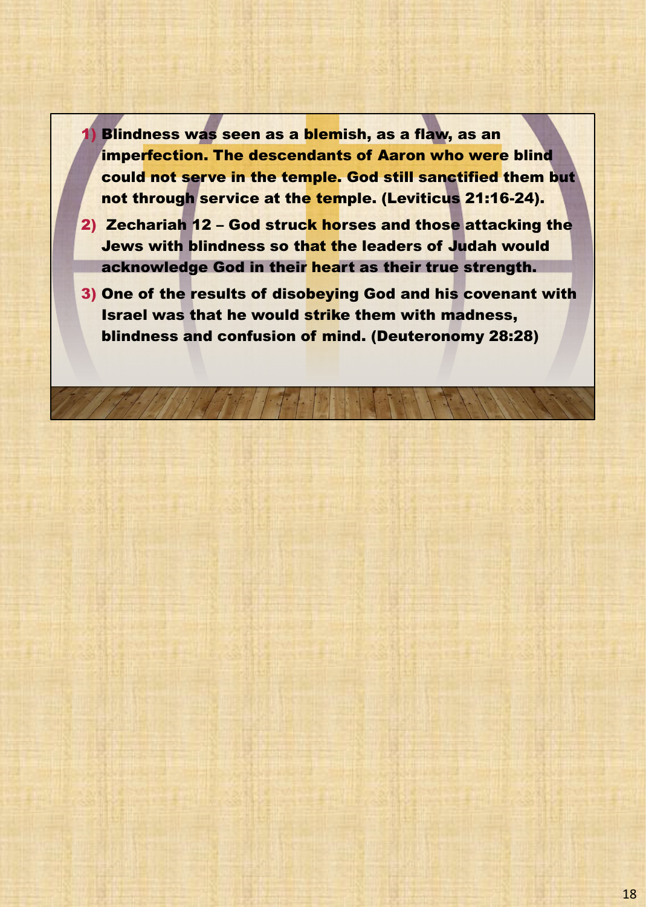1) **Blindness was seen as a blemish, as a flaw, as an imperfection. The descendants of Aaron who were blind could not serve in the temple. God still sanctified them but not through service at the temple. (Leviticus 21:16-24).**
2) **Zechariah 12 – God struck horses and those attacking the Jews with blindness so that the leaders of Judah would acknowledge God in their heart as their true strength.**
3) **One of the results of disobeying God and his covenant with Israel was that he would strike them with madness, blindness and confusion of mind. (Deuteronomy 28:28)**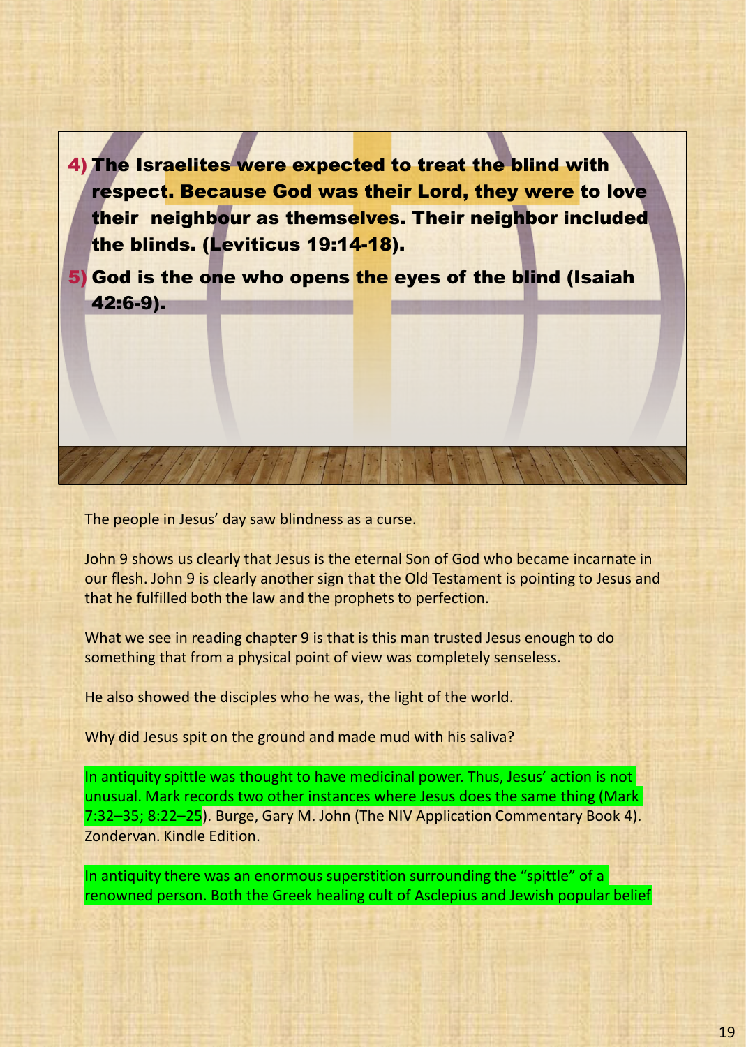4) **The Israelites were expected to treat the blind with respect. Because God was their Lord, they were to love their neighbour as themselves. Their neighbor included the blinds. (Leviticus 19:14-18).**

5) **God is the one who opens the eyes of the blind (Isaiah 42:6-9).**

The people in Jesus' day saw blindness as a curse.

John 9 shows us clearly that Jesus is the eternal Son of God who became incarnate in our flesh. John 9 is clearly another sign that the Old Testament is pointing to Jesus and that he fulfilled both the law and the prophets to perfection.

What we see in reading chapter 9 is that is this man trusted Jesus enough to do something that from a physical point of view was completely senseless.

He also showed the disciples who he was, the light of the world.

Why did Jesus spit on the ground and made mud with his saliva?

In antiquity spittle was thought to have medicinal power. Thus, Jesus' action is not unusual. Mark records two other instances where Jesus does the same thing (Mark 7:32–35; 8:22–25). Burge, Gary M. John (The NIV Application Commentary Book 4). Zondervan. Kindle Edition.

In antiquity there was an enormous superstition surrounding the "spittle" of a renowned person. Both the Greek healing cult of Asclepius and Jewish popular belief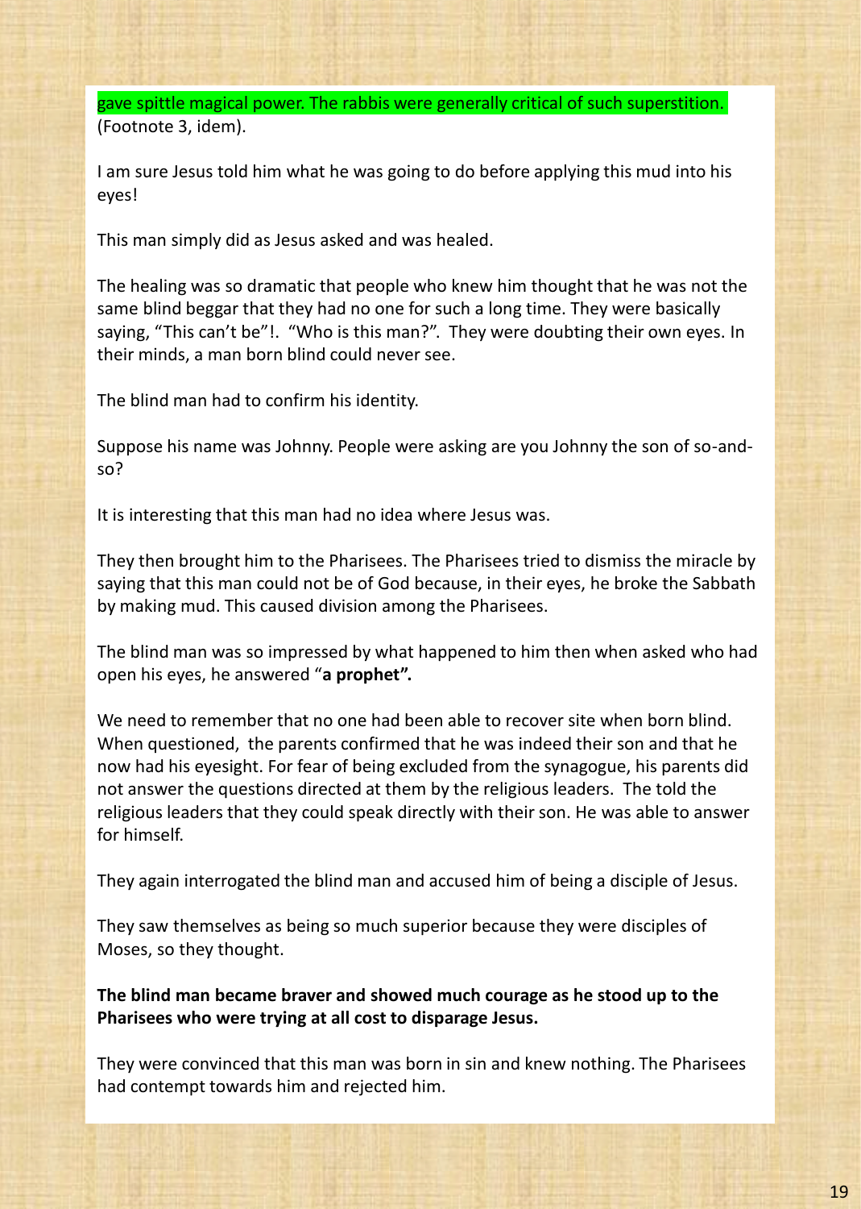gave spittle magical power. The rabbis were generally critical of such superstition. (Footnote 3, idem).

I am sure Jesus told him what he was going to do before applying this mud into his eyes!

This man simply did as Jesus asked and was healed.

The healing was so dramatic that people who knew him thought that he was not the same blind beggar that they had no one for such a long time. They were basically saying, "This can't be"!. "Who is this man?". They were doubting their own eyes. In their minds, a man born blind could never see.

The blind man had to confirm his identity.

Suppose his name was Johnny. People were asking are you Johnny the son of so-and-so?

It is interesting that this man had no idea where Jesus was.

They then brought him to the Pharisees. The Pharisees tried to dismiss the miracle by saying that this man could not be of God because, in their eyes, he broke the Sabbath by making mud. This caused division among the Pharisees.

The blind man was so impressed by what happened to him then when asked who had open his eyes, he answered "**a prophet".**

We need to remember that no one had been able to recover site when born blind. When questioned, the parents confirmed that he was indeed their son and that he now had his eyesight. For fear of being excluded from the synagogue, his parents did not answer the questions directed at them by the religious leaders. The told the religious leaders that they could speak directly with their son. He was able to answer for himself.

They again interrogated the blind man and accused him of being a disciple of Jesus.

They saw themselves as being so much superior because they were disciples of Moses, so they thought.

**The blind man became braver and showed much courage as he stood up to the Pharisees who were trying at all cost to disparage Jesus.**

They were convinced that this man was born in sin and knew nothing. The Pharisees had contempt towards him and rejected him.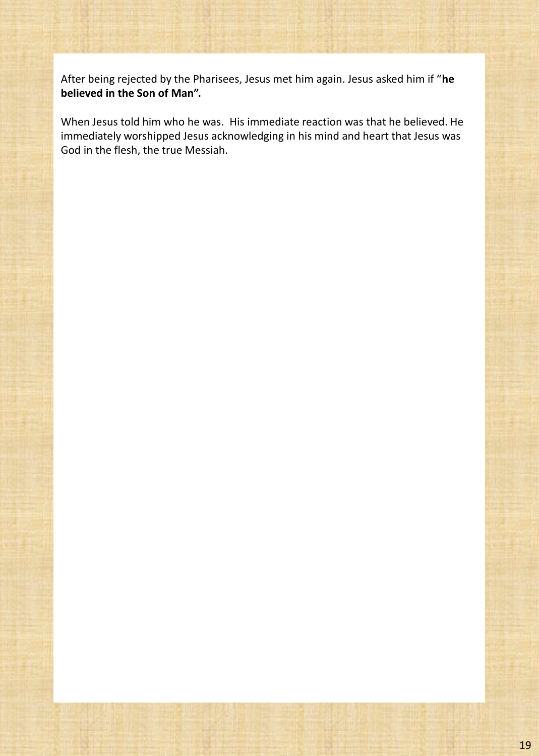After being rejected by the Pharisees, Jesus met him again. Jesus asked him if "**he believed in the Son of Man".**

When Jesus told him who he was. His immediate reaction was that he believed. He immediately worshipped Jesus acknowledging in his mind and heart that Jesus was God in the flesh, the true Messiah.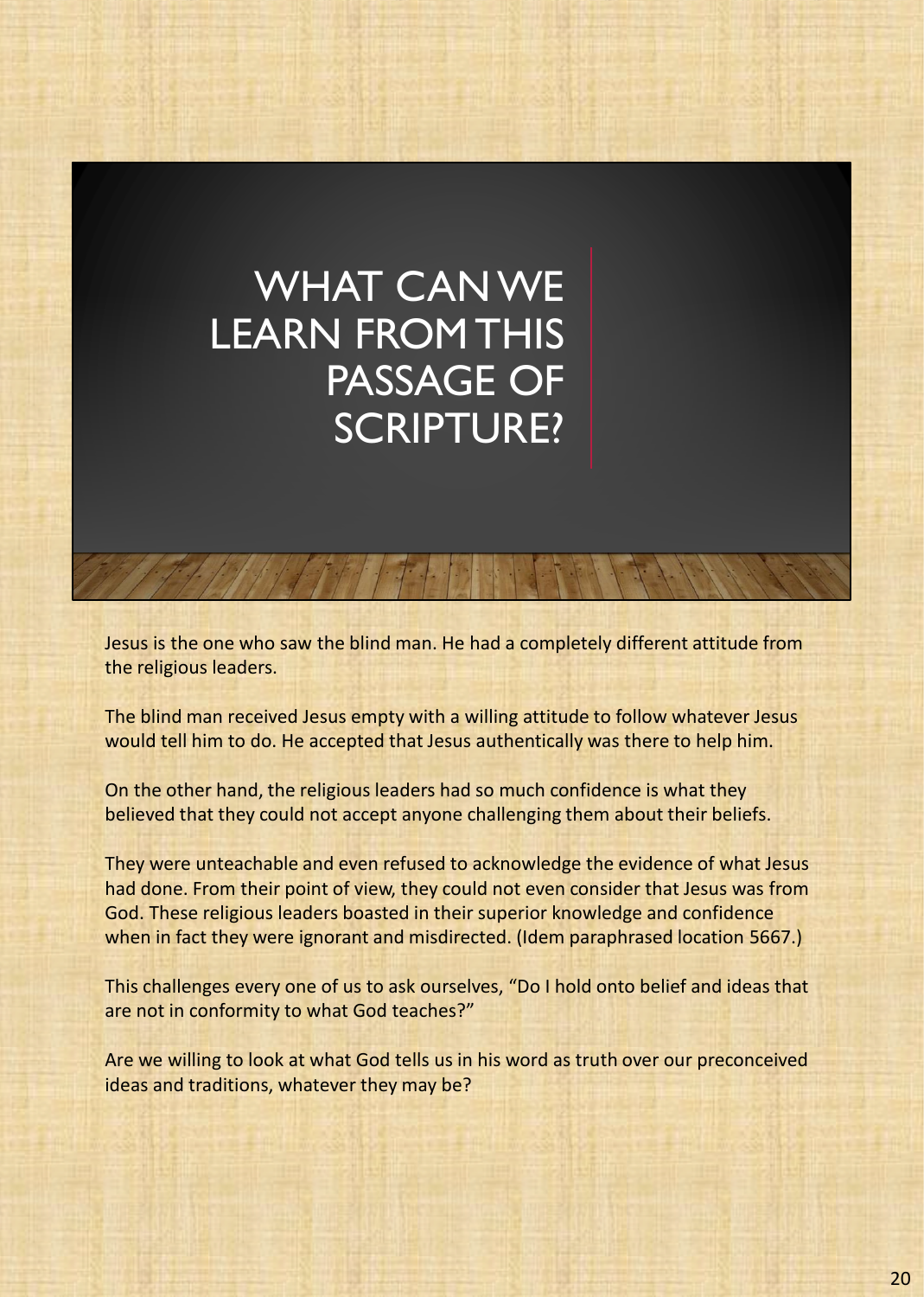# WHAT CAN WE LEARN FROM THIS PASSAGE OF SCRIPTURE?

Jesus is the one who saw the blind man. He had a completely different attitude from the religious leaders.

The blind man received Jesus empty with a willing attitude to follow whatever Jesus would tell him to do. He accepted that Jesus authentically was there to help him.

On the other hand, the religious leaders had so much confidence is what they believed that they could not accept anyone challenging them about their beliefs.

They were unteachable and even refused to acknowledge the evidence of what Jesus had done. From their point of view, they could not even consider that Jesus was from God. These religious leaders boasted in their superior knowledge and confidence when in fact they were ignorant and misdirected. (Idem paraphrased location 5667.)

This challenges every one of us to ask ourselves, "Do I hold onto belief and ideas that are not in conformity to what God teaches?"

Are we willing to look at what God tells us in his word as truth over our preconceived ideas and traditions, whatever they may be?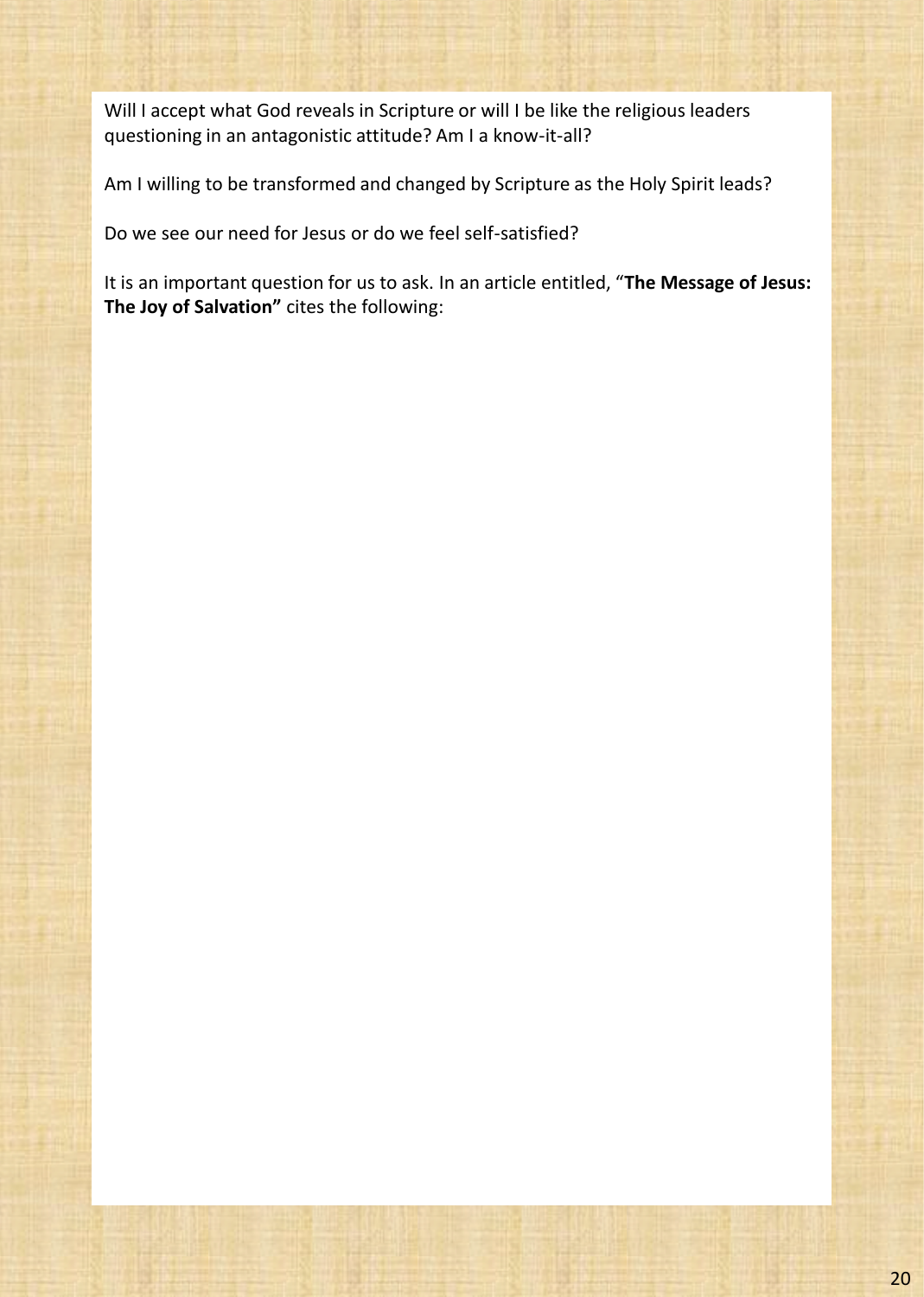Will I accept what God reveals in Scripture or will I be like the religious leaders questioning in an antagonistic attitude? Am I a know-it-all?

Am I willing to be transformed and changed by Scripture as the Holy Spirit leads?

Do we see our need for Jesus or do we feel self-satisfied?

It is an important question for us to ask. In an article entitled, "**The Message of Jesus: The Joy of Salvation"** cites the following: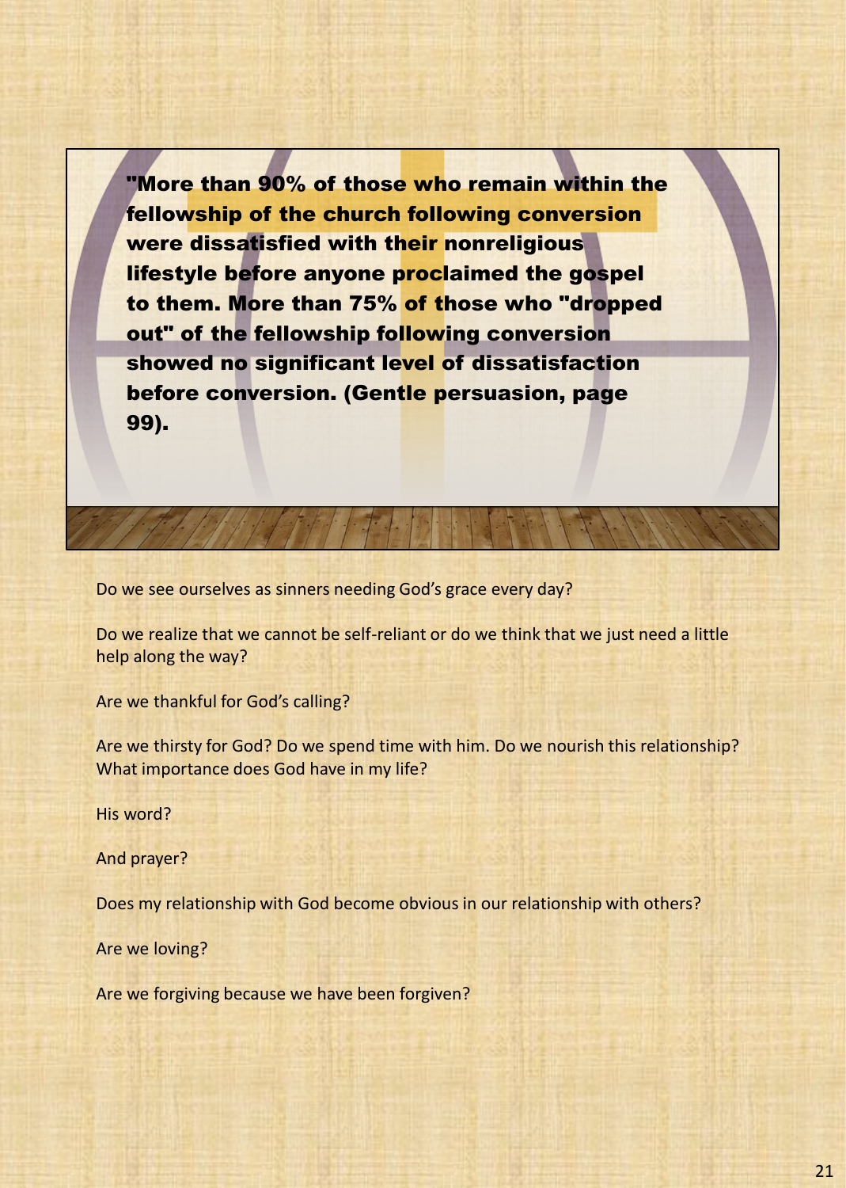**"More than 90% of those who remain within the fellowship of the church following conversion were dissatisfied with their nonreligious lifestyle before anyone proclaimed the gospel to them. More than 75% of those who "dropped out" of the fellowship following conversion showed no significant level of dissatisfaction before conversion. (Gentle persuasion, page 99).**

Do we see ourselves as sinners needing God's grace every day?

Do we realize that we cannot be self-reliant or do we think that we just need a little help along the way?

Are we thankful for God's calling?

Are we thirsty for God? Do we spend time with him. Do we nourish this relationship? What importance does God have in my life?

His word?

And prayer?

Does my relationship with God become obvious in our relationship with others?

Are we loving?

Are we forgiving because we have been forgiven?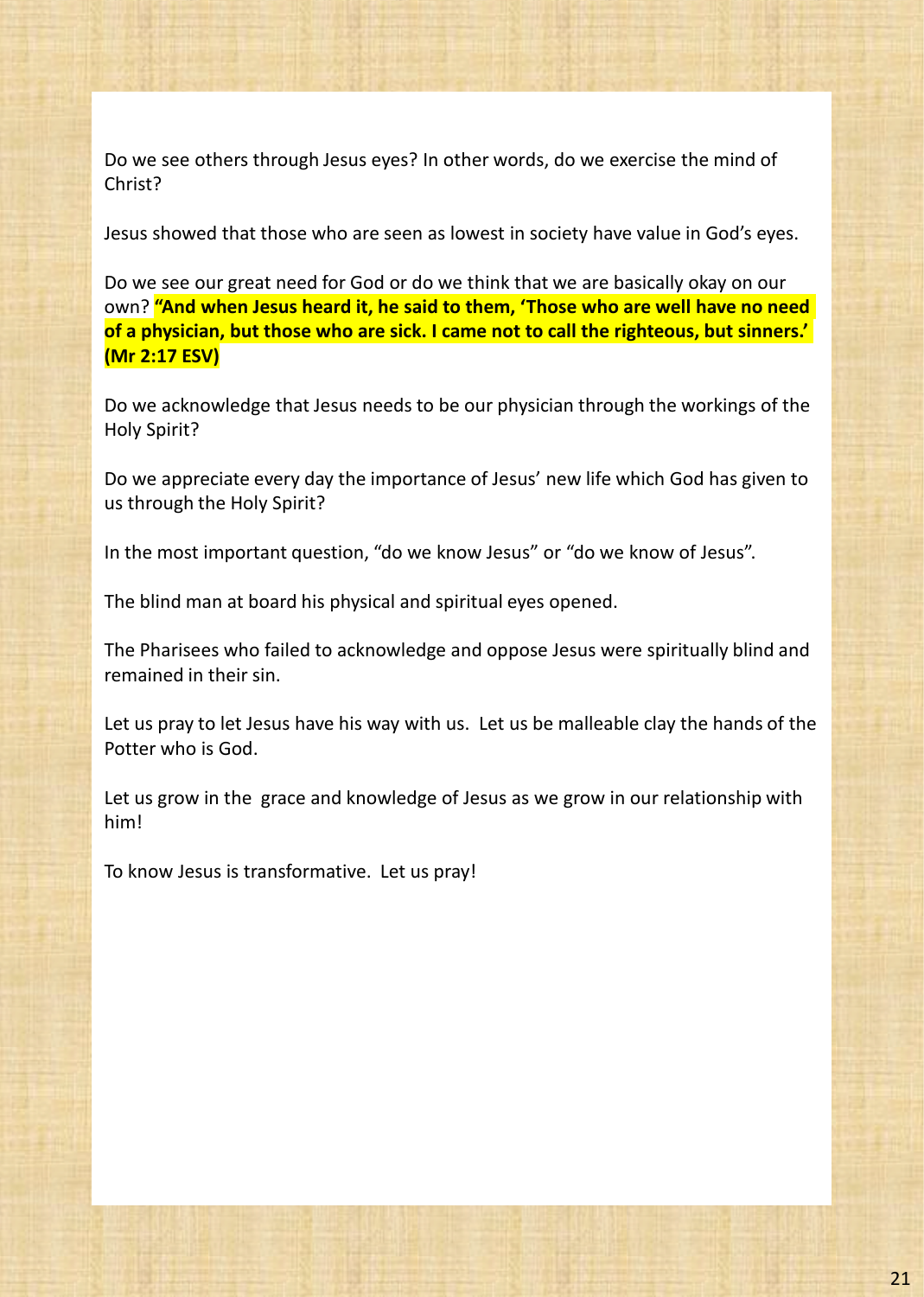Do we see others through Jesus eyes? In other words, do we exercise the mind of Christ?

Jesus showed that those who are seen as lowest in society have value in God's eyes.

Do we see our great need for God or do we think that we are basically okay on our own? **"And when Jesus heard it, he said to them, 'Those who are well have no need of a physician, but those who are sick. I came not to call the righteous, but sinners.' (Mr 2:17 ESV)**

Do we acknowledge that Jesus needs to be our physician through the workings of the Holy Spirit?

Do we appreciate every day the importance of Jesus' new life which God has given to us through the Holy Spirit?

In the most important question, "do we know Jesus" or "do we know of Jesus".

The blind man at board his physical and spiritual eyes opened.

The Pharisees who failed to acknowledge and oppose Jesus were spiritually blind and remained in their sin.

Let us pray to let Jesus have his way with us. Let us be malleable clay the hands of the Potter who is God.

Let us grow in the grace and knowledge of Jesus as we grow in our relationship with him!

To know Jesus is transformative. Let us pray!